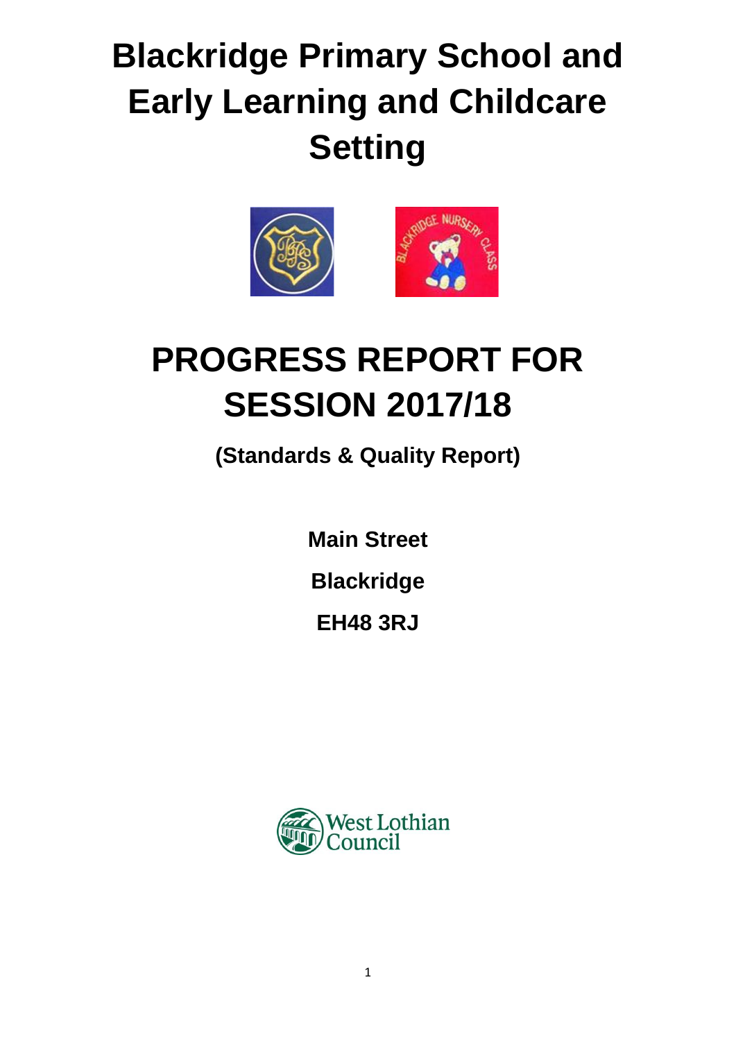# Blackridge Primary School and Early Learning and Childcare Setting

# PROGRESS REPORT FOR SESSION 2017/18

**(Standards & Quality Report)**

**Main Street**

**Blackridge**

**EH48 3RJ**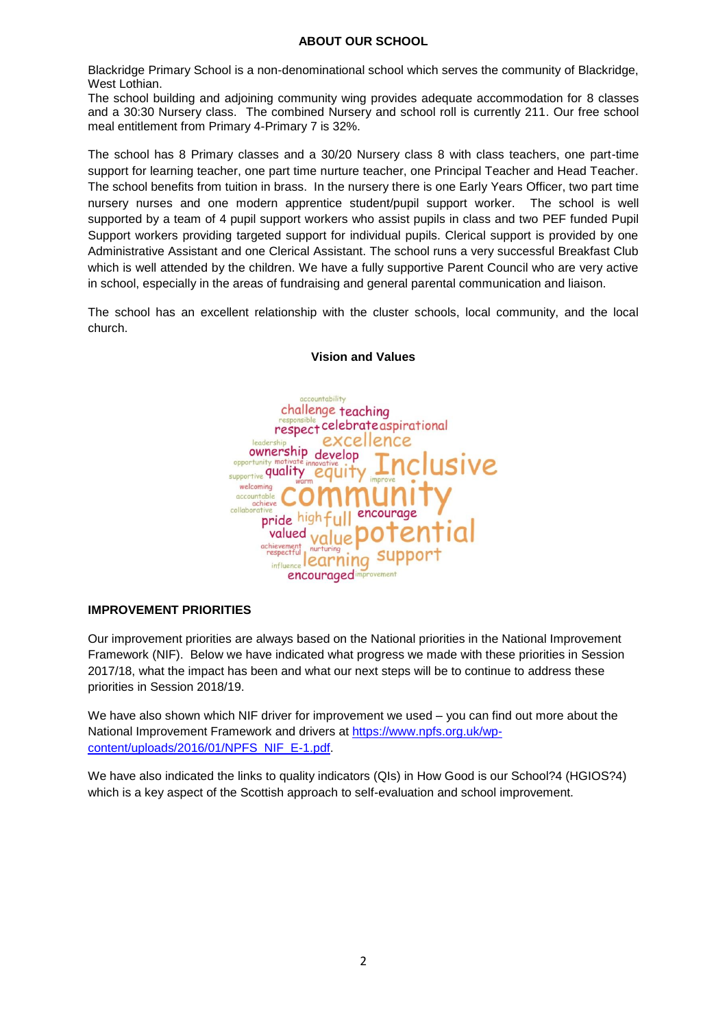## ABOUT OUR SCHOOL

Blackridge Primary School is a non-denominational school which serves the community of Blackridge, West Lothian.
The school building and adjoining community wing provides adequate accommodation for 8 classes and a 30:30 Nursery class. The combined Nursery and school roll is currently 211. Our free school meal entitlement from Primary 4-Primary 7 is 32%.

The school has 8 Primary classes and a 30/20 Nursery class 8 with class teachers, one part-time support for learning teacher, one part time nurture teacher, one Principal Teacher and Head Teacher. The school benefits from tuition in brass. In the nursery there is one Early Years Officer, two part time nursery nurses and one modern apprentice student/pupil support worker. The school is well supported by a team of 4 pupil support workers who assist pupils in class and two PEF funded Pupil Support workers providing targeted support for individual pupils. Clerical support is provided by one Administrative Assistant and one Clerical Assistant. The school runs a very successful Breakfast Club which is well attended by the children. We have a fully supportive Parent Council who are very active in school, especially in the areas of fundraising and general parental communication and liaison.

The school has an excellent relationship with the cluster schools, local community, and the local church.

### Vision and Values

accountability
challenge teaching
responsible
respect celebrate aspirational
leadership excellence
ownership develop
opportunity motivate innovative
supportive quality equity Inclusive
warm improve
welcoming
accountable community
achieve
collaborative
pride high full encourage
valued value potential
achievement nurturing
respectful
influence learning support
encouraged improvement

## IMPROVEMENT PRIORITIES

Our improvement priorities are always based on the National priorities in the National Improvement Framework (NIF). Below we have indicated what progress we made with these priorities in Session 2017/18, what the impact has been and what our next steps will be to continue to address these priorities in Session 2018/19.

We have also shown which NIF driver for improvement we used – you can find out more about the National Improvement Framework and drivers at [https://www.npfs.org.uk/wp-content/uploads/2016/01/NPFS_NIF_E-1.pdf](https://www.npfs.org.uk/wp-content/uploads/2016/01/NPFS_NIF_E-1.pdf).

We have also indicated the links to quality indicators (QIs) in How Good is our School?4 (HGIOS?4) which is a key aspect of the Scottish approach to self-evaluation and school improvement.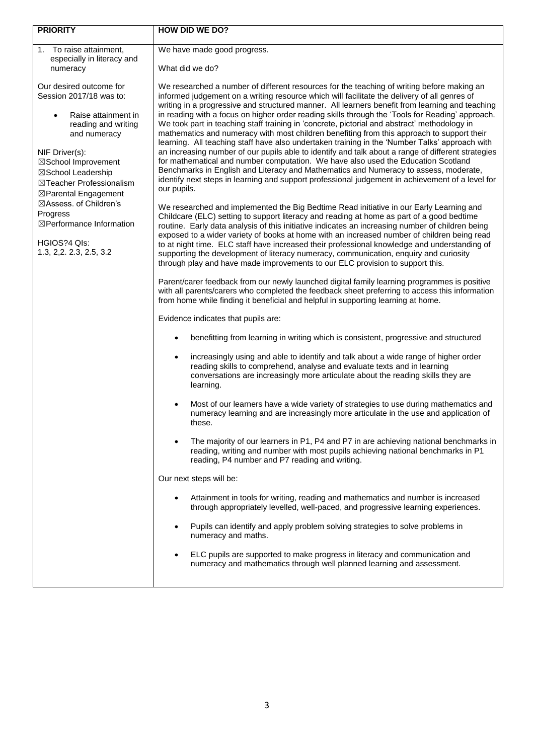| PRIORITY | HOW DID WE DO? |
| --- | --- |
| 1. To raise attainment, especially in literacy and numeracy<br><br>Our desired outcome for Session 2017/18 was to:<br><br>• Raise attainment in reading and writing and numeracy<br><br>NIF Driver(s):<br>☒School Improvement<br>☒School Leadership<br>☒Teacher Professionalism<br>☒Parental Engagement<br>☒Assess. of Children's Progress<br>☒Performance Information<br><br>HGIOS?4 QIs:<br>1.3, 2,2. 2.3, 2.5, 3.2 | We have made good progress.<br><br>What did we do?<br><br>We researched a number of different resources for the teaching of writing before making an informed judgement on a writing resource which will facilitate the delivery of all genres of writing in a progressive and structured manner. All learners benefit from learning and teaching in reading with a focus on higher order reading skills through the 'Tools for Reading' approach. We took part in teaching staff training in 'concrete, pictorial and abstract' methodology in mathematics and numeracy with most children benefiting from this approach to support their learning. All teaching staff have also undertaken training in the 'Number Talks' approach with an increasing number of our pupils able to identify and talk about a range of different strategies for mathematical and number computation. We have also used the Education Scotland Benchmarks in English and Literacy and Mathematics and Numeracy to assess, moderate, identify next steps in learning and support professional judgement in achievement of a level for our pupils.<br><br>We researched and implemented the Big Bedtime Read initiative in our Early Learning and Childcare (ELC) setting to support literacy and reading at home as part of a good bedtime routine. Early data analysis of this initiative indicates an increasing number of children being exposed to a wider variety of books at home with an increased number of children being read to at night time. ELC staff have increased their professional knowledge and understanding of supporting the development of literacy numeracy, communication, enquiry and curiosity through play and have made improvements to our ELC provision to support this.<br><br>Parent/carer feedback from our newly launched digital family learning programmes is positive with all parents/carers who completed the feedback sheet preferring to access this information from home while finding it beneficial and helpful in supporting learning at home.<br><br>Evidence indicates that pupils are:<br><br>• benefitting from learning in writing which is consistent, progressive and structured<br><br>• increasingly using and able to identify and talk about a wide range of higher order reading skills to comprehend, analyse and evaluate texts and in learning conversations are increasingly more articulate about the reading skills they are learning.<br><br>• Most of our learners have a wide variety of strategies to use during mathematics and numeracy learning and are increasingly more articulate in the use and application of these.<br><br>• The majority of our learners in P1, P4 and P7 in are achieving national benchmarks in reading, writing and number with most pupils achieving national benchmarks in P1 reading, P4 number and P7 reading and writing.<br><br>Our next steps will be:<br><br>• Attainment in tools for writing, reading and mathematics and number is increased through appropriately levelled, well-paced, and progressive learning experiences.<br><br>• Pupils can identify and apply problem solving strategies to solve problems in numeracy and maths.<br><br>• ELC pupils are supported to make progress in literacy and communication and numeracy and mathematics through well planned learning and assessment. |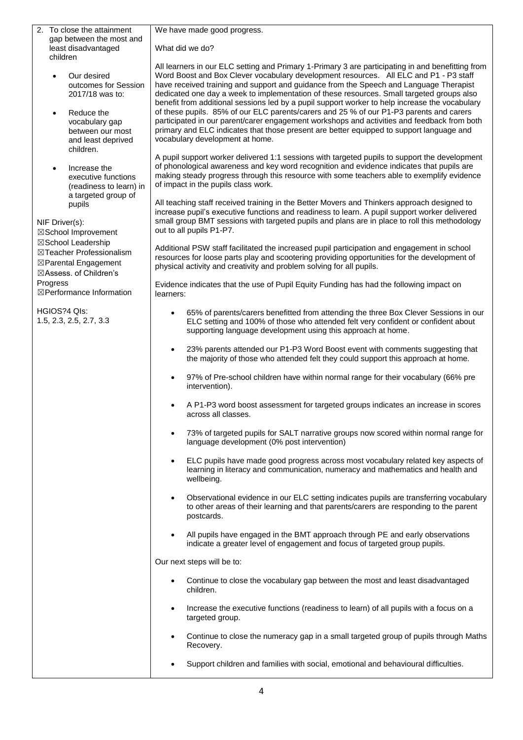| | |
|---|---|
| 2. To close the attainment gap between the most and least disadvantaged children<br><br>• Our desired outcomes for Session 2017/18 was to:<br><br>• Reduce the vocabulary gap between our most and least deprived children.<br><br>• Increase the executive functions (readiness to learn) in a targeted group of pupils<br><br>NIF Driver(s):<br>☒School Improvement<br>☒School Leadership<br>☒Teacher Professionalism<br>☒Parental Engagement<br>☒Assess. of Children's Progress<br>☒Performance Information<br><br>HGIOS?4 QIs:<br>1.5, 2.3, 2.5, 2.7, 3.3 | We have made good progress.<br><br>What did we do?<br><br>All learners in our ELC setting and Primary 1-Primary 3 are participating in and benefitting from Word Boost and Box Clever vocabulary development resources. All ELC and P1 - P3 staff have received training and support and guidance from the Speech and Language Therapist dedicated one day a week to implementation of these resources. Small targeted groups also benefit from additional sessions led by a pupil support worker to help increase the vocabulary of these pupils. 85% of our ELC parents/carers and 25 % of our P1-P3 parents and carers participated in our parent/carer engagement workshops and activities and feedback from both primary and ELC indicates that those present are better equipped to support language and vocabulary development at home.<br><br>A pupil support worker delivered 1:1 sessions with targeted pupils to support the development of phonological awareness and key word recognition and evidence indicates that pupils are making steady progress through this resource with some teachers able to exemplify evidence of impact in the pupils class work.<br><br>All teaching staff received training in the Better Movers and Thinkers approach designed to increase pupil's executive functions and readiness to learn. A pupil support worker delivered small group BMT sessions with targeted pupils and plans are in place to roll this methodology out to all pupils P1-P7.<br><br>Additional PSW staff facilitated the increased pupil participation and engagement in school resources for loose parts play and scootering providing opportunities for the development of physical activity and creativity and problem solving for all pupils.<br><br>Evidence indicates that the use of Pupil Equity Funding has had the following impact on learners:<br><br>• 65% of parents/carers benefitted from attending the three Box Clever Sessions in our ELC setting and 100% of those who attended felt very confident or confident about supporting language development using this approach at home.<br><br>• 23% parents attended our P1-P3 Word Boost event with comments suggesting that the majority of those who attended felt they could support this approach at home.<br><br>• 97% of Pre-school children have within normal range for their vocabulary (66% pre intervention).<br><br>• A P1-P3 word boost assessment for targeted groups indicates an increase in scores across all classes.<br><br>• 73% of targeted pupils for SALT narrative groups now scored within normal range for language development (0% post intervention)<br><br>• ELC pupils have made good progress across most vocabulary related key aspects of learning in literacy and communication, numeracy and mathematics and health and wellbeing.<br><br>• Observational evidence in our ELC setting indicates pupils are transferring vocabulary to other areas of their learning and that parents/carers are responding to the parent postcards.<br><br>• All pupils have engaged in the BMT approach through PE and early observations indicate a greater level of engagement and focus of targeted group pupils.<br><br>Our next steps will be to:<br><br>• Continue to close the vocabulary gap between the most and least disadvantaged children.<br><br>• Increase the executive functions (readiness to learn) of all pupils with a focus on a targeted group.<br><br>• Continue to close the numeracy gap in a small targeted group of pupils through Maths Recovery.<br><br>• Support children and families with social, emotional and behavioural difficulties. |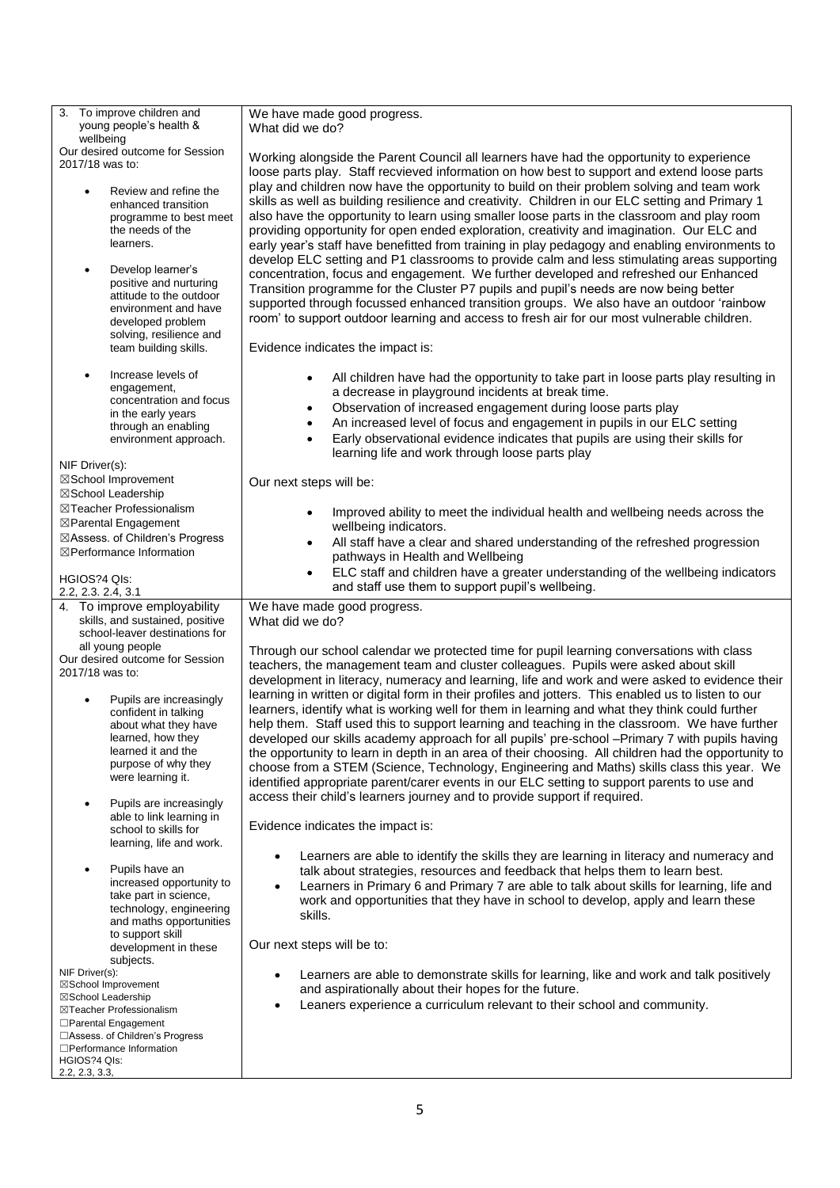| 3. To improve children and young people's health & wellbeing<br><br>Our desired outcome for Session 2017/18 was to:<br><br>• Review and refine the enhanced transition programme to best meet the needs of the learners.<br><br>• Develop learner's positive and nurturing attitude to the outdoor environment and have developed problem solving, resilience and team building skills.<br><br>• Increase levels of engagement, concentration and focus in the early years through an enabling environment approach.<br><br>NIF Driver(s):<br>☒School Improvement<br>☒School Leadership<br>☒Teacher Professionalism<br>☒Parental Engagement<br>☒Assess. of Children's Progress<br>☒Performance Information<br><br>HGIOS?4 QIs:<br>2.2, 2.3. 2.4, 3.1 | We have made good progress.<br>What did we do?<br><br>Working alongside the Parent Council all learners have had the opportunity to experience loose parts play. Staff recvieved information on how best to support and extend loose parts play and children now have the opportunity to build on their problem solving and team work skills as well as building resilience and creativity. Children in our ELC setting and Primary 1 also have the opportunity to learn using smaller loose parts in the classroom and play room providing opportunity for open ended exploration, creativity and imagination. Our ELC and early year's staff have benefitted from training in play pedagogy and enabling environments to develop ELC setting and P1 classrooms to provide calm and less stimulating areas supporting concentration, focus and engagement. We further developed and refreshed our Enhanced Transition programme for the Cluster P7 pupils and pupil's needs are now being better supported through focussed enhanced transition groups. We also have an outdoor 'rainbow room' to support outdoor learning and access to fresh air for our most vulnerable children.<br><br>Evidence indicates the impact is:<br><br>• All children have had the opportunity to take part in loose parts play resulting in a decrease in playground incidents at break time.<br>• Observation of increased engagement during loose parts play<br>• An increased level of focus and engagement in pupils in our ELC setting<br>• Early observational evidence indicates that pupils are using their skills for learning life and work through loose parts play<br><br>Our next steps will be:<br><br>• Improved ability to meet the individual health and wellbeing needs across the wellbeing indicators.<br>• All staff have a clear and shared understanding of the refreshed progression pathways in Health and Wellbeing<br>• ELC staff and children have a greater understanding of the wellbeing indicators and staff use them to support pupil's wellbeing. |
|---|---|
| 4. To improve employability skills, and sustained, positive school-leaver destinations for all young people<br><br>Our desired outcome for Session 2017/18 was to:<br><br>• Pupils are increasingly confident in talking about what they have learned, how they learned it and the purpose of why they were learning it.<br><br>• Pupils are increasingly able to link learning in school to skills for learning, life and work.<br><br>• Pupils have an increased opportunity to take part in science, technology, engineering and maths opportunities to support skill development in these subjects.<br><br>NIF Driver(s):<br>☒School Improvement<br>☒School Leadership<br>☒Teacher Professionalism<br>☐Parental Engagement<br>☐Assess. of Children's Progress<br>☐Performance Information<br>HGIOS?4 QIs:<br>2.2, 2.3, 3.3, | We have made good progress.<br>What did we do?<br><br>Through our school calendar we protected time for pupil learning conversations with class teachers, the management team and cluster colleagues. Pupils were asked about skill development in literacy, numeracy and learning, life and work and were asked to evidence their learning in written or digital form in their profiles and jotters. This enabled us to listen to our learners, identify what is working well for them in learning and what they think could further help them. Staff used this to support learning and teaching in the classroom. We have further developed our skills academy approach for all pupils' pre-school –Primary 7 with pupils having the opportunity to learn in depth in an area of their choosing. All children had the opportunity to choose from a STEM (Science, Technology, Engineering and Maths) skills class this year. We identified appropriate parent/carer events in our ELC setting to support parents to use and access their child's learners journey and to provide support if required.<br><br>Evidence indicates the impact is:<br><br>• Learners are able to identify the skills they are learning in literacy and numeracy and talk about strategies, resources and feedback that helps them to learn best.<br>• Learners in Primary 6 and Primary 7 are able to talk about skills for learning, life and work and opportunities that they have in school to develop, apply and learn these skills.<br><br>Our next steps will be to:<br><br>• Learners are able to demonstrate skills for learning, like and work and talk positively and aspirationally about their hopes for the future.<br>• Leaners experience a curriculum relevant to their school and community. |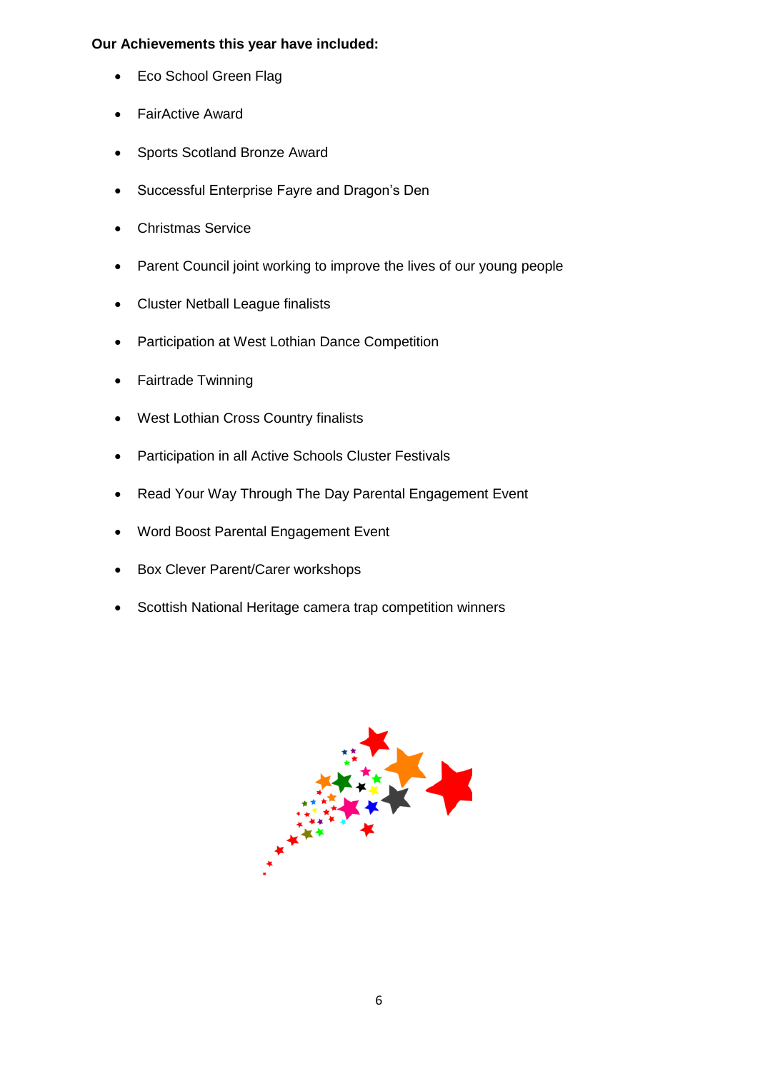**Our Achievements this year have included:**

- Eco School Green Flag
- FairActive Award
- Sports Scotland Bronze Award
- Successful Enterprise Fayre and Dragon's Den
- Christmas Service
- Parent Council joint working to improve the lives of our young people
- Cluster Netball League finalists
- Participation at West Lothian Dance Competition
- Fairtrade Twinning
- West Lothian Cross Country finalists
- Participation in all Active Schools Cluster Festivals
- Read Your Way Through The Day Parental Engagement Event
- Word Boost Parental Engagement Event
- Box Clever Parent/Carer workshops
- Scottish National Heritage camera trap competition winners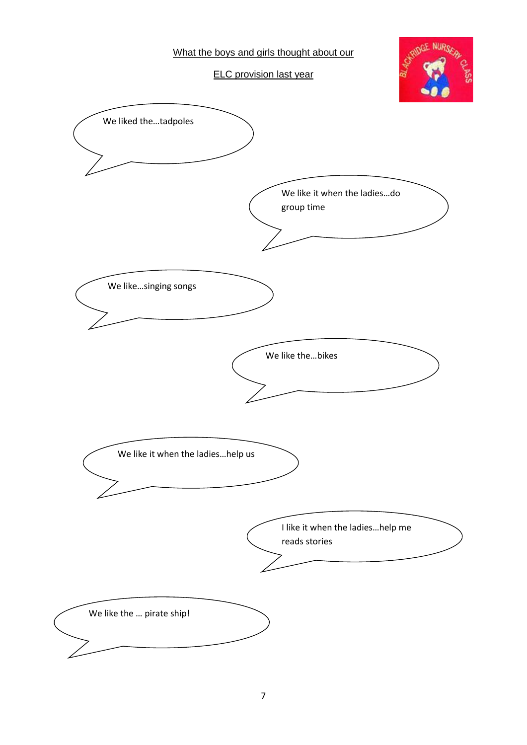## What the boys and girls thought about our ELC provision last year

We liked the…tadpoles

We like it when the ladies…do group time

We like…singing songs

We like the…bikes

We like it when the ladies…help us

I like it when the ladies…help me reads stories

We like the … pirate ship!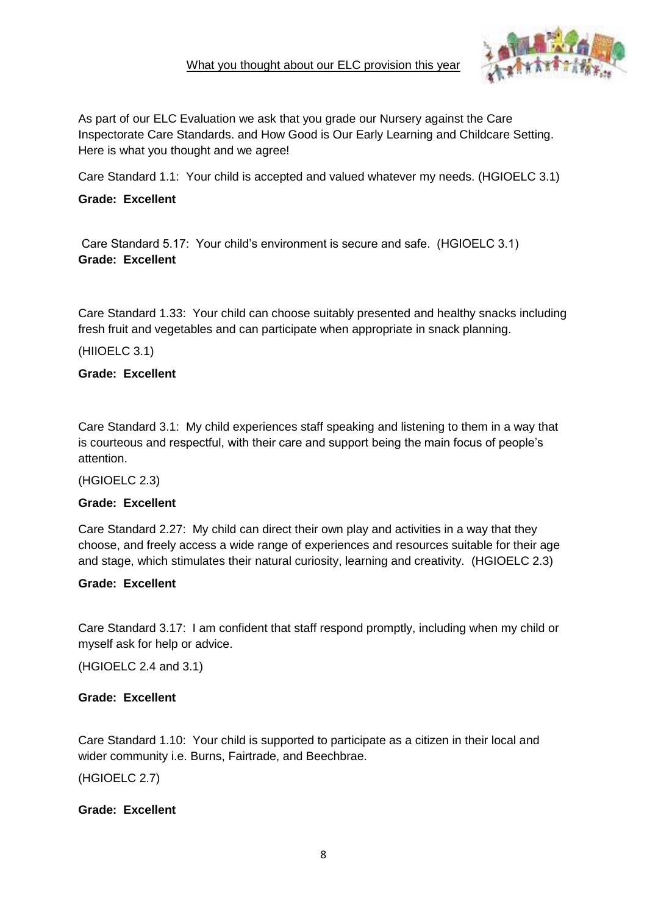What you thought about our ELC provision this year

As part of our ELC Evaluation we ask that you grade our Nursery against the Care Inspectorate Care Standards. and How Good is Our Early Learning and Childcare Setting. Here is what you thought and we agree!

Care Standard 1.1: Your child is accepted and valued whatever my needs. (HGIOELC 3.1)

**Grade: Excellent**

Care Standard 5.17: Your child's environment is secure and safe. (HGIOELC 3.1)
**Grade: Excellent**

Care Standard 1.33: Your child can choose suitably presented and healthy snacks including fresh fruit and vegetables and can participate when appropriate in snack planning.

(HIIOELC 3.1)

**Grade: Excellent**

Care Standard 3.1: My child experiences staff speaking and listening to them in a way that is courteous and respectful, with their care and support being the main focus of people's attention.

(HGIOELC 2.3)

**Grade: Excellent**

Care Standard 2.27: My child can direct their own play and activities in a way that they choose, and freely access a wide range of experiences and resources suitable for their age and stage, which stimulates their natural curiosity, learning and creativity. (HGIOELC 2.3)

**Grade: Excellent**

Care Standard 3.17: I am confident that staff respond promptly, including when my child or myself ask for help or advice.

(HGIOELC 2.4 and 3.1)

**Grade: Excellent**

Care Standard 1.10: Your child is supported to participate as a citizen in their local and wider community i.e. Burns, Fairtrade, and Beechbrae.

(HGIOELC 2.7)

**Grade: Excellent**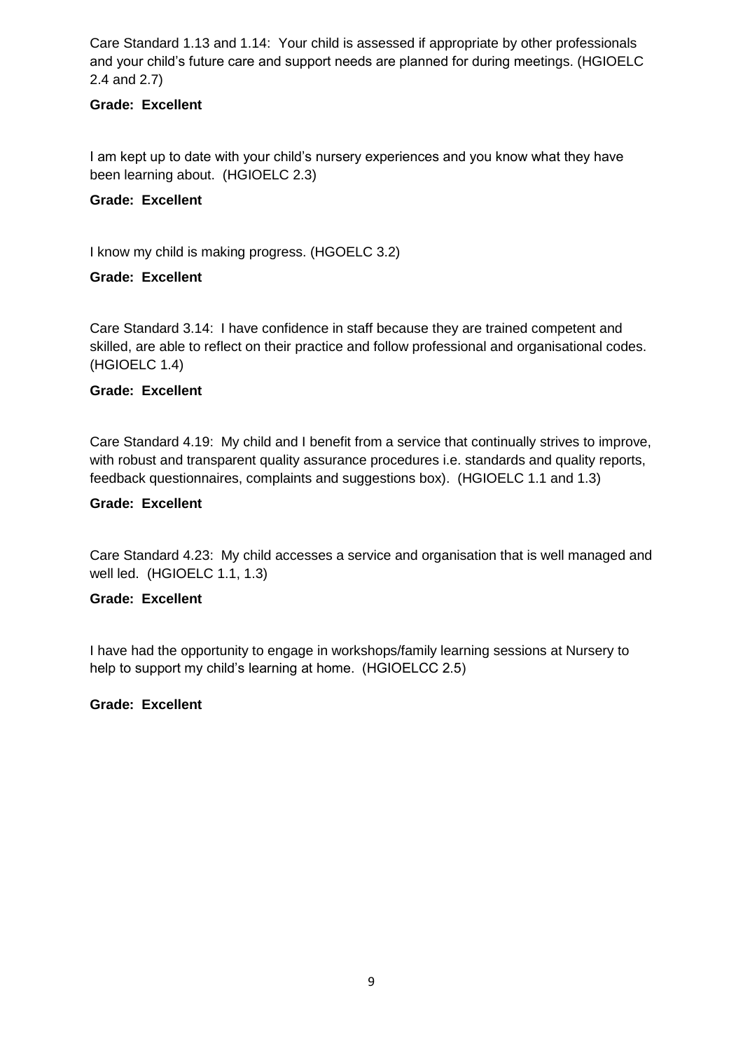Care Standard 1.13 and 1.14: Your child is assessed if appropriate by other professionals and your child's future care and support needs are planned for during meetings. (HGIOELC 2.4 and 2.7)

**Grade: Excellent**

I am kept up to date with your child's nursery experiences and you know what they have been learning about. (HGIOELC 2.3)

**Grade: Excellent**

I know my child is making progress. (HGOELC 3.2)

**Grade: Excellent**

Care Standard 3.14: I have confidence in staff because they are trained competent and skilled, are able to reflect on their practice and follow professional and organisational codes. (HGIOELC 1.4)

**Grade: Excellent**

Care Standard 4.19: My child and I benefit from a service that continually strives to improve, with robust and transparent quality assurance procedures i.e. standards and quality reports, feedback questionnaires, complaints and suggestions box). (HGIOELC 1.1 and 1.3)

**Grade: Excellent**

Care Standard 4.23: My child accesses a service and organisation that is well managed and well led. (HGIOELC 1.1, 1.3)

**Grade: Excellent**

I have had the opportunity to engage in workshops/family learning sessions at Nursery to help to support my child's learning at home. (HGIOELCC 2.5)

**Grade: Excellent**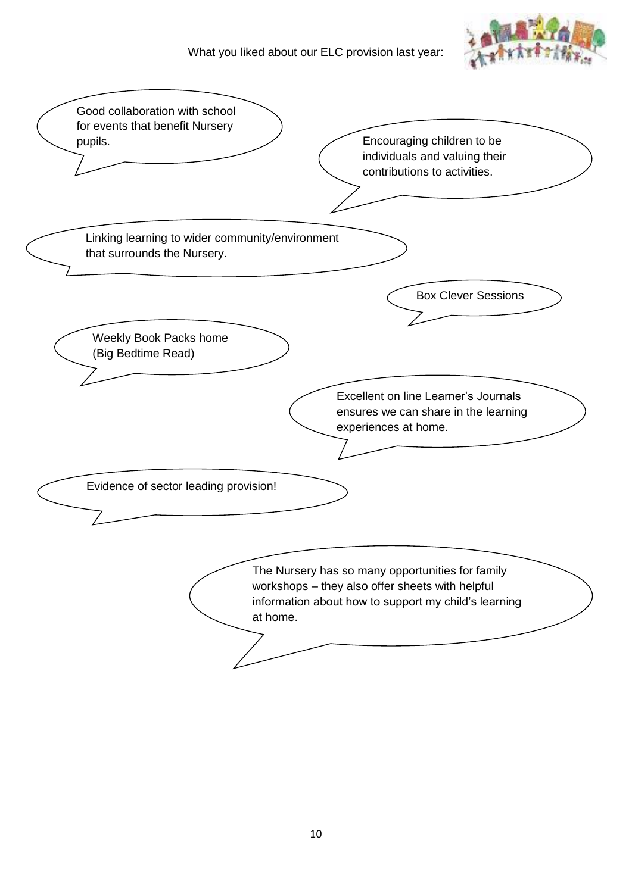What you liked about our ELC provision last year:

Good collaboration with school for events that benefit Nursery pupils.

Encouraging children to be individuals and valuing their contributions to activities.

Linking learning to wider community/environment that surrounds the Nursery.

Box Clever Sessions

Weekly Book Packs home (Big Bedtime Read)

Excellent on line Learner's Journals ensures we can share in the learning experiences at home.

Evidence of sector leading provision!

The Nursery has so many opportunities for family workshops – they also offer sheets with helpful information about how to support my child's learning at home.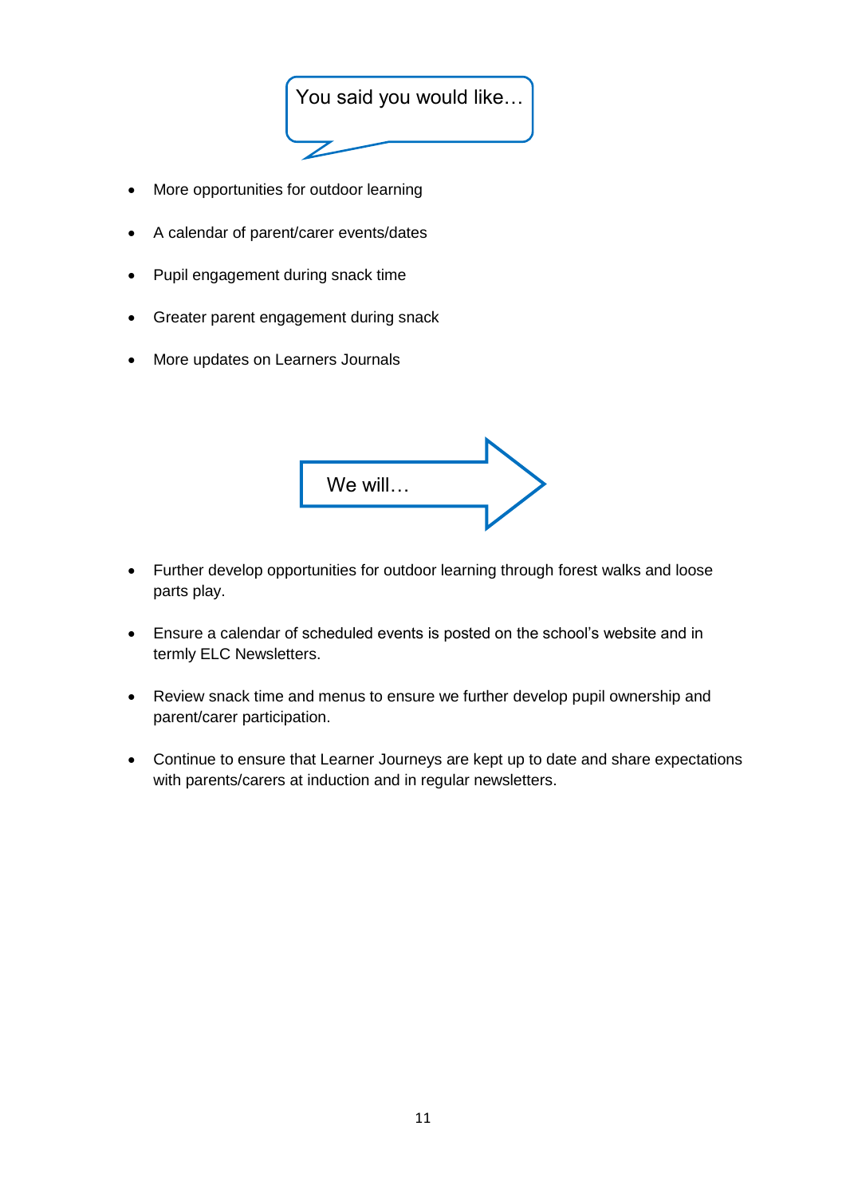You said you would like…

- More opportunities for outdoor learning
- A calendar of parent/carer events/dates
- Pupil engagement during snack time
- Greater parent engagement during snack
- More updates on Learners Journals

We will…

- Further develop opportunities for outdoor learning through forest walks and loose parts play.
- Ensure a calendar of scheduled events is posted on the school's website and in termly ELC Newsletters.
- Review snack time and menus to ensure we further develop pupil ownership and parent/carer participation.
- Continue to ensure that Learner Journeys are kept up to date and share expectations with parents/carers at induction and in regular newsletters.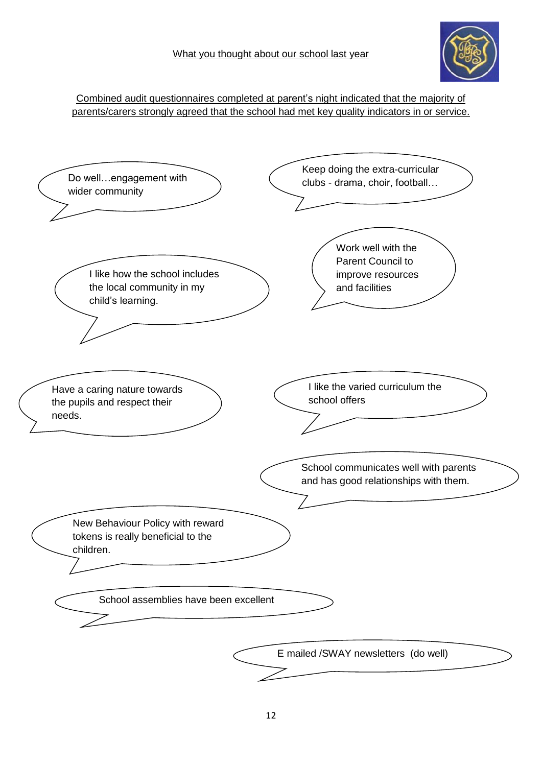What you thought about our school last year

Combined audit questionnaires completed at parent's night indicated that the majority of parents/carers strongly agreed that the school had met key quality indicators in or service.

Do well…engagement with wider community

Keep doing the extra-curricular clubs - drama, choir, football…

Work well with the Parent Council to improve resources and facilities

I like how the school includes the local community in my child's learning.

Have a caring nature towards the pupils and respect their needs.

I like the varied curriculum the school offers

School communicates well with parents and has good relationships with them.

New Behaviour Policy with reward tokens is really beneficial to the children.

School assemblies have been excellent

E mailed /SWAY newsletters (do well)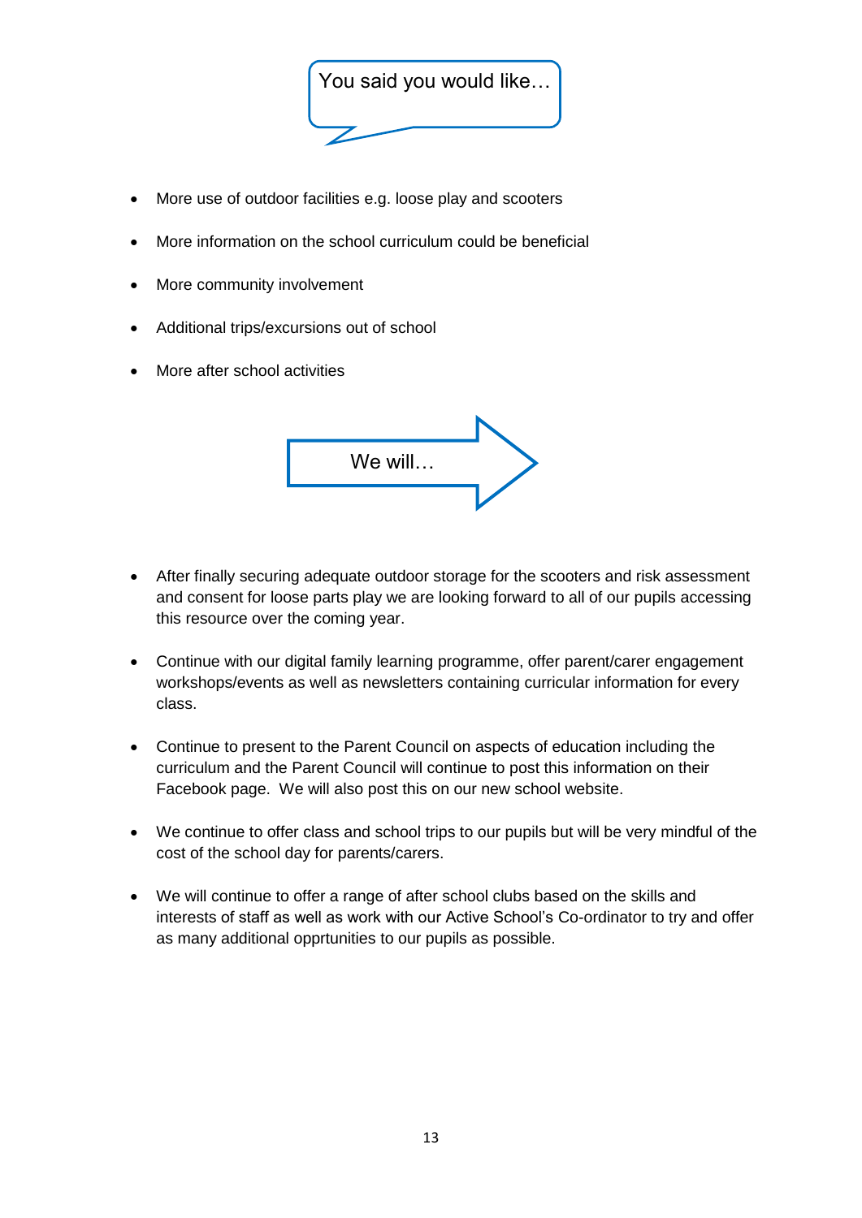You said you would like…

- More use of outdoor facilities e.g. loose play and scooters
- More information on the school curriculum could be beneficial
- More community involvement
- Additional trips/excursions out of school
- More after school activities

We will…

- After finally securing adequate outdoor storage for the scooters and risk assessment and consent for loose parts play we are looking forward to all of our pupils accessing this resource over the coming year.
- Continue with our digital family learning programme, offer parent/carer engagement workshops/events as well as newsletters containing curricular information for every class.
- Continue to present to the Parent Council on aspects of education including the curriculum and the Parent Council will continue to post this information on their Facebook page. We will also post this on our new school website.
- We continue to offer class and school trips to our pupils but will be very mindful of the cost of the school day for parents/carers.
- We will continue to offer a range of after school clubs based on the skills and interests of staff as well as work with our Active School's Co-ordinator to try and offer as many additional opprtunities to our pupils as possible.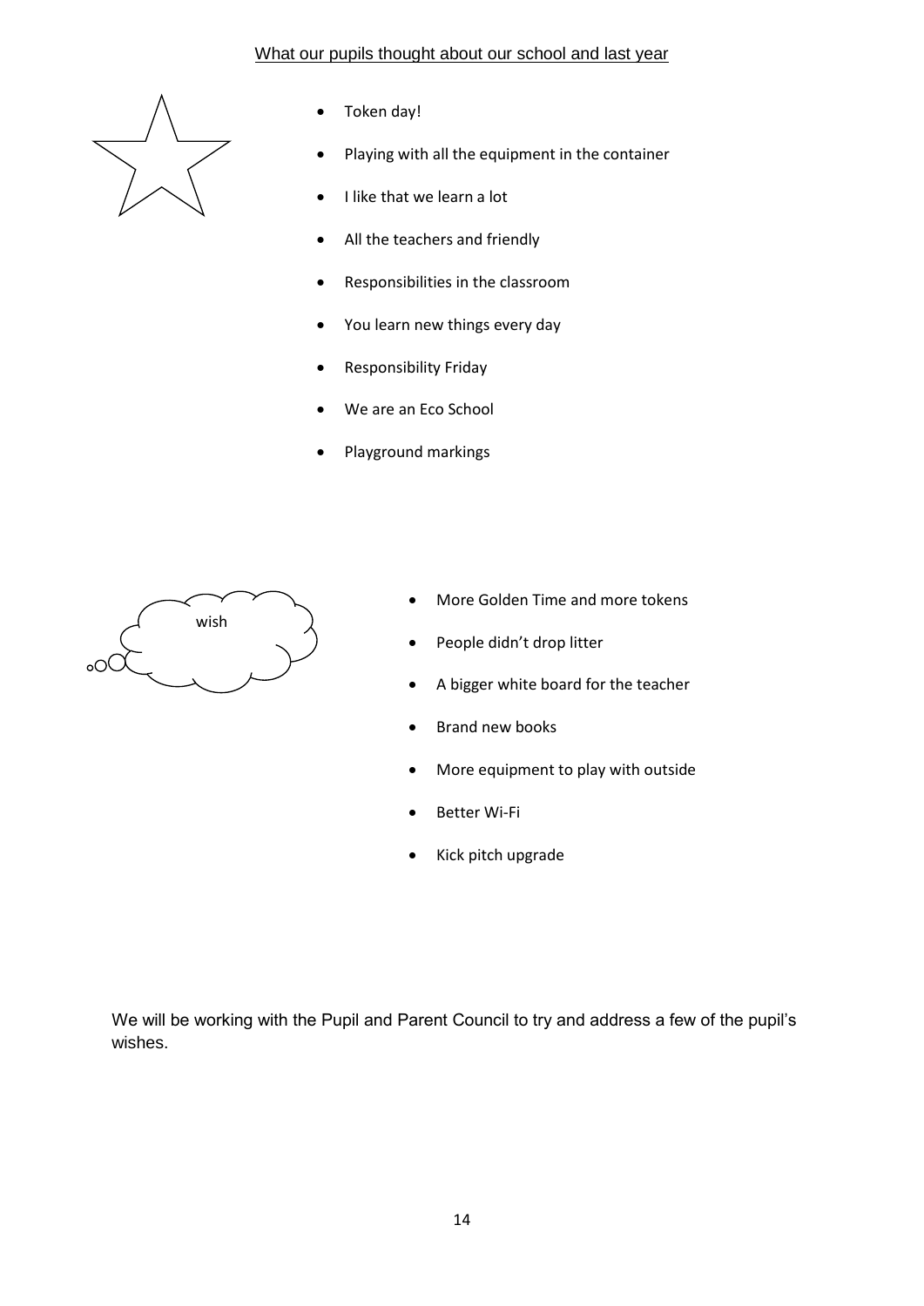What our pupils thought about our school and last year

- Token day!
- Playing with all the equipment in the container
- I like that we learn a lot
- All the teachers and friendly
- Responsibilities in the classroom
- You learn new things every day
- Responsibility Friday
- We are an Eco School
- Playground markings

wish

- More Golden Time and more tokens
- People didn't drop litter
- A bigger white board for the teacher
- Brand new books
- More equipment to play with outside
- Better Wi-Fi
- Kick pitch upgrade

We will be working with the Pupil and Parent Council to try and address a few of the pupil's wishes.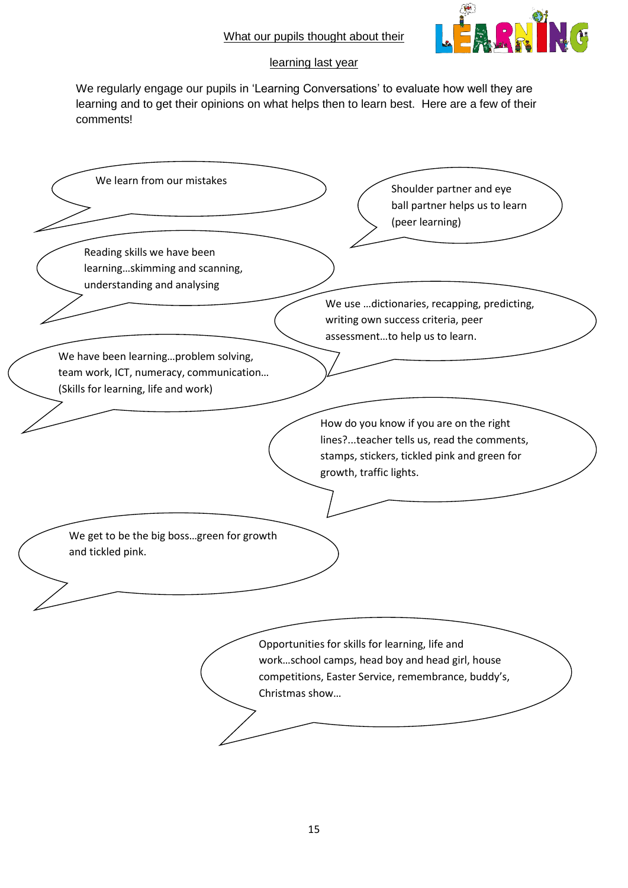## What our pupils thought about their learning last year

We regularly engage our pupils in 'Learning Conversations' to evaluate how well they are learning and to get their opinions on what helps then to learn best. Here are a few of their comments!

We learn from our mistakes

Shoulder partner and eye ball partner helps us to learn (peer learning)

Reading skills we have been learning…skimming and scanning, understanding and analysing

We use …dictionaries, recapping, predicting, writing own success criteria, peer assessment…to help us to learn.

We have been learning…problem solving, team work, ICT, numeracy, communication… (Skills for learning, life and work)

How do you know if you are on the right lines?...teacher tells us, read the comments, stamps, stickers, tickled pink and green for growth, traffic lights.

We get to be the big boss…green for growth and tickled pink.

Opportunities for skills for learning, life and work…school camps, head boy and head girl, house competitions, Easter Service, remembrance, buddy's, Christmas show…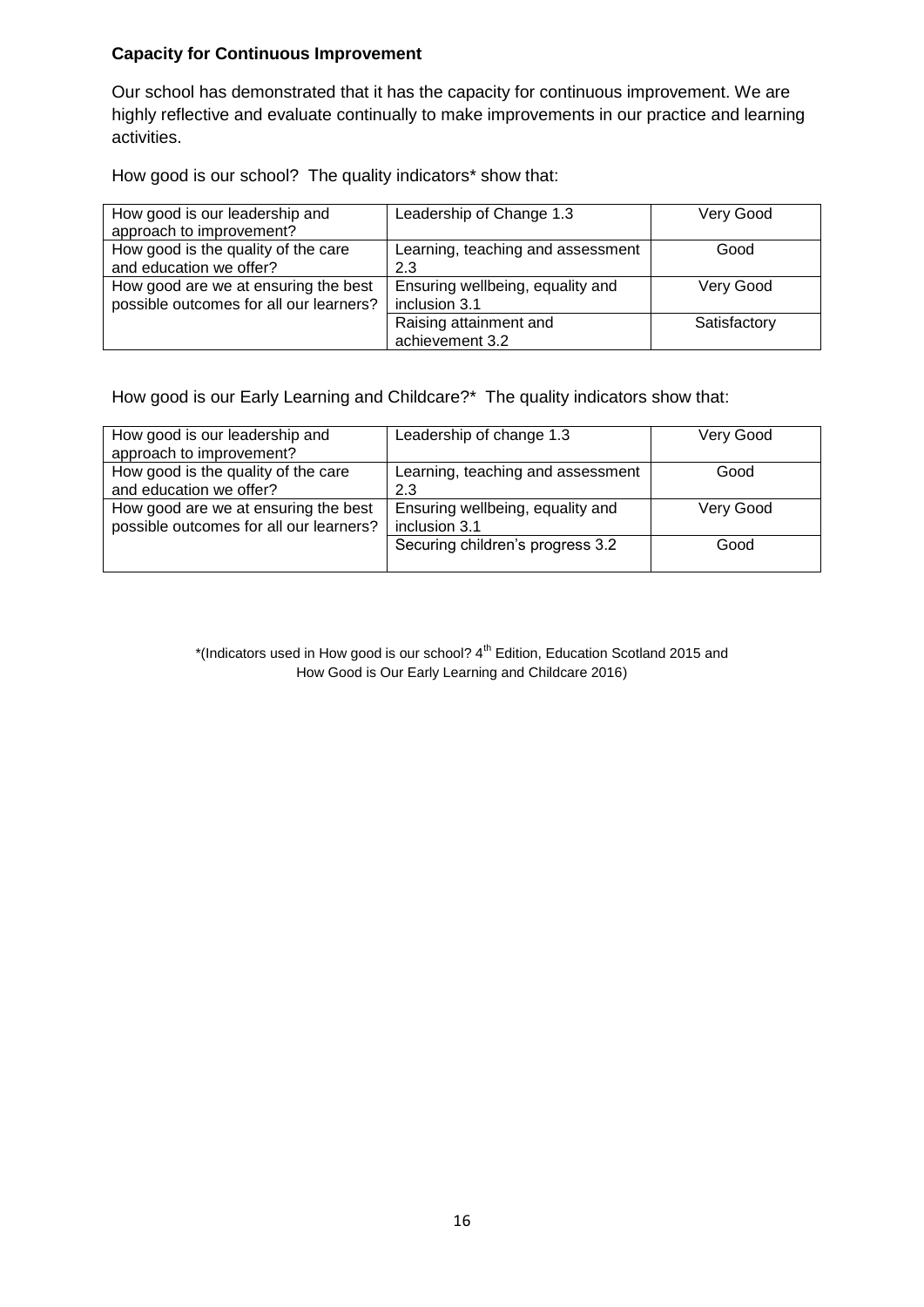**Capacity for Continuous Improvement**

Our school has demonstrated that it has the capacity for continuous improvement. We are highly reflective and evaluate continually to make improvements in our practice and learning activities.

How good is our school? The quality indicators* show that:

| | | |
|---|---|---|
| How good is our leadership and approach to improvement? | Leadership of Change 1.3 | Very Good |
| How good is the quality of the care and education we offer? | Learning, teaching and assessment 2.3 | Good |
| How good are we at ensuring the best possible outcomes for all our learners? | Ensuring wellbeing, equality and inclusion 3.1 | Very Good |
| | Raising attainment and achievement 3.2 | Satisfactory |

How good is our Early Learning and Childcare?* The quality indicators show that:

| | | |
|---|---|---|
| How good is our leadership and approach to improvement? | Leadership of change 1.3 | Very Good |
| How good is the quality of the care and education we offer? | Learning, teaching and assessment 2.3 | Good |
| How good are we at ensuring the best possible outcomes for all our learners? | Ensuring wellbeing, equality and inclusion 3.1 | Very Good |
| | Securing children's progress 3.2 | Good |

*(Indicators used in How good is our school? 4th Edition, Education Scotland 2015 and How Good is Our Early Learning and Childcare 2016)